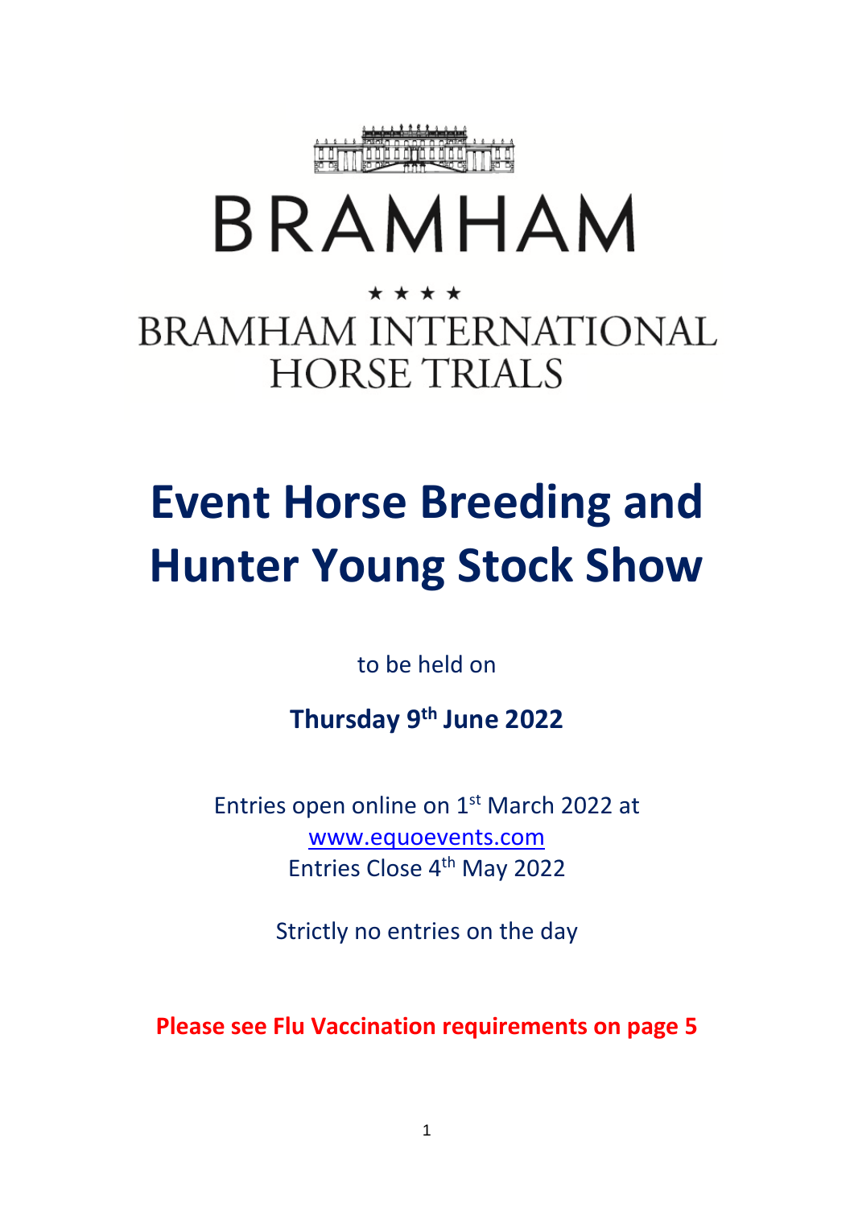BRAMHAM

★ ★ ★ ★

BRAMHAM INTERNATIONAL HORSE TRIALS

# Event Horse Breeding and Hunter Young Stock Show

to be held on

**Thursday 9th June 2022**

Entries open online on 1st March 2022 at
www.equoevents.com
Entries Close 4th May 2022

Strictly no entries on the day

**Please see Flu Vaccination requirements on page 5**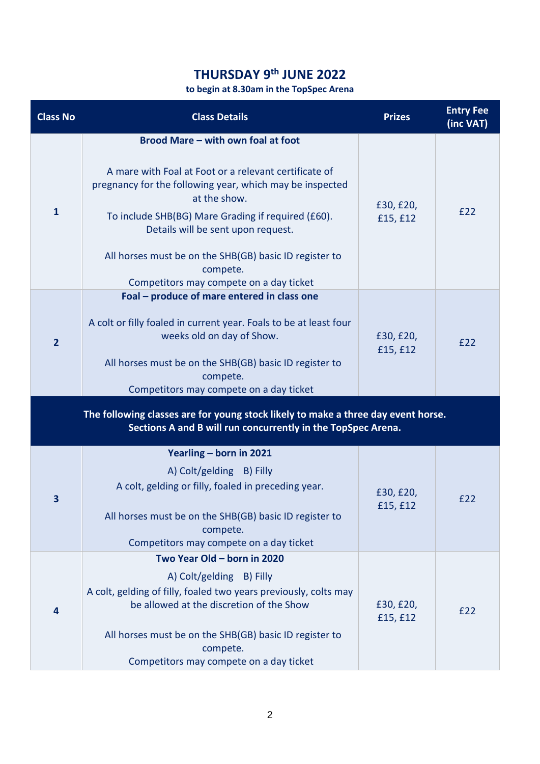# THURSDAY 9th JUNE 2022

**to begin at 8.30am in the TopSpec Arena**

| Class No | Class Details | Prizes | Entry Fee (inc VAT) |
|---|---|---|---|
| 1 | **Brood Mare – with own foal at foot**<br><br>A mare with Foal at Foot or a relevant certificate of pregnancy for the following year, which may be inspected at the show.<br>To include SHB(BG) Mare Grading if required (£60). Details will be sent upon request.<br><br>All horses must be on the SHB(GB) basic ID register to compete.<br>Competitors may compete on a day ticket | £30, £20, £15, £12 | £22 |
| 2 | **Foal – produce of mare entered in class one**<br><br>A colt or filly foaled in current year. Foals to be at least four weeks old on day of Show.<br><br>All horses must be on the SHB(GB) basic ID register to compete.<br>Competitors may compete on a day ticket | £30, £20, £15, £12 | £22 |
| **The following classes are for young stock likely to make a three day event horse. Sections A and B will run concurrently in the TopSpec Arena.** | | | |
| 3 | **Yearling – born in 2021**<br>A) Colt/gelding B) Filly<br>A colt, gelding or filly, foaled in preceding year.<br><br>All horses must be on the SHB(GB) basic ID register to compete.<br>Competitors may compete on a day ticket | £30, £20, £15, £12 | £22 |
| 4 | **Two Year Old – born in 2020**<br>A) Colt/gelding B) Filly<br>A colt, gelding of filly, foaled two years previously, colts may be allowed at the discretion of the Show<br><br>All horses must be on the SHB(GB) basic ID register to compete.<br>Competitors may compete on a day ticket | £30, £20, £15, £12 | £22 |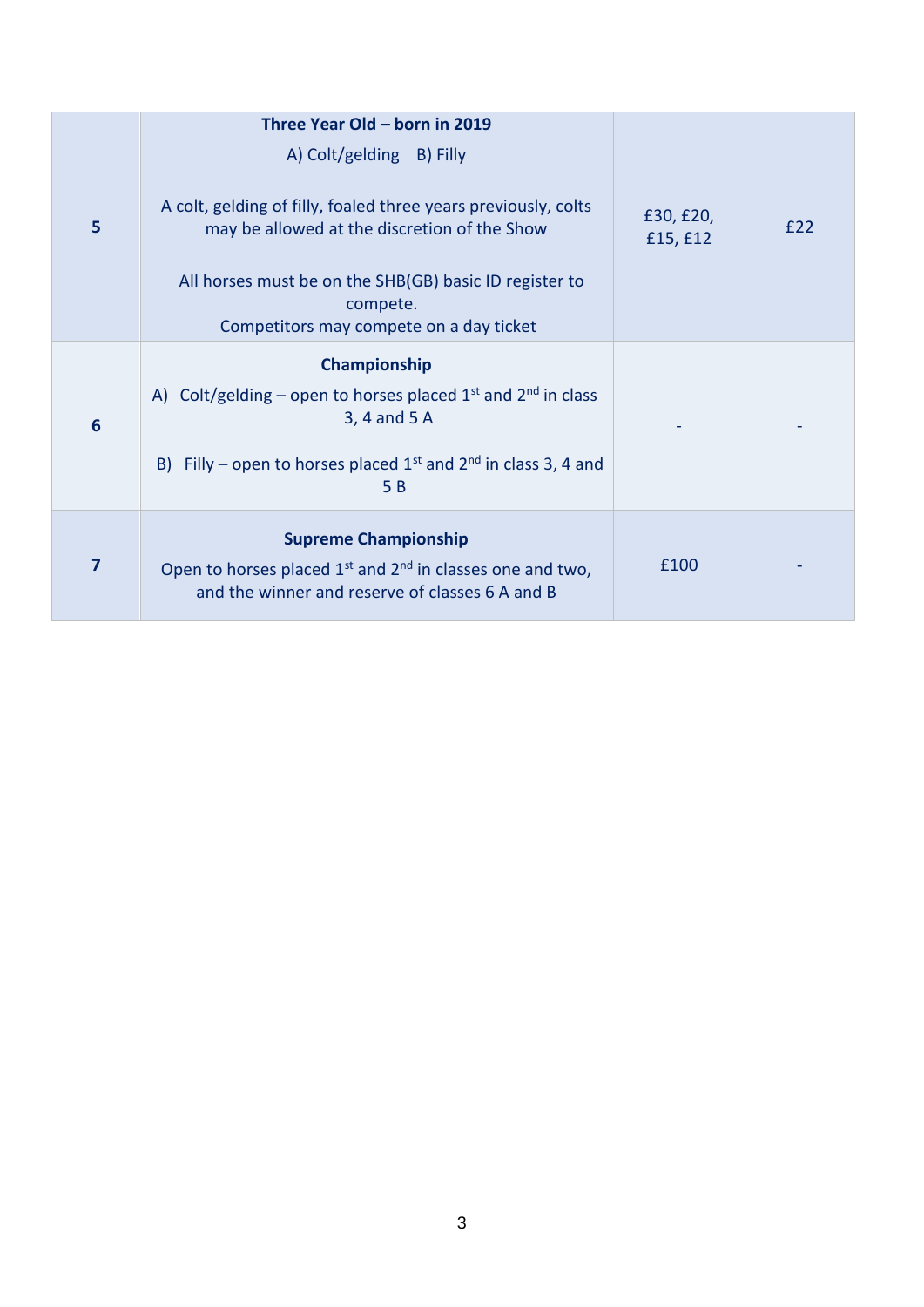| | | | |
|---|---|---|---|
| **5** | **Three Year Old – born in 2019**<br>A) Colt/gelding  B) Filly<br><br>A colt, gelding of filly, foaled three years previously, colts may be allowed at the discretion of the Show<br><br>All horses must be on the SHB(GB) basic ID register to compete.<br>Competitors may compete on a day ticket | £30, £20, £15, £12 | £22 |
| **6** | **Championship**<br>A) Colt/gelding – open to horses placed 1st and 2nd in class 3, 4 and 5 A<br><br>B) Filly – open to horses placed 1st and 2nd in class 3, 4 and 5 B | - | - |
| **7** | **Supreme Championship**<br>Open to horses placed 1st and 2nd in classes one and two, and the winner and reserve of classes 6 A and B | £100 | - |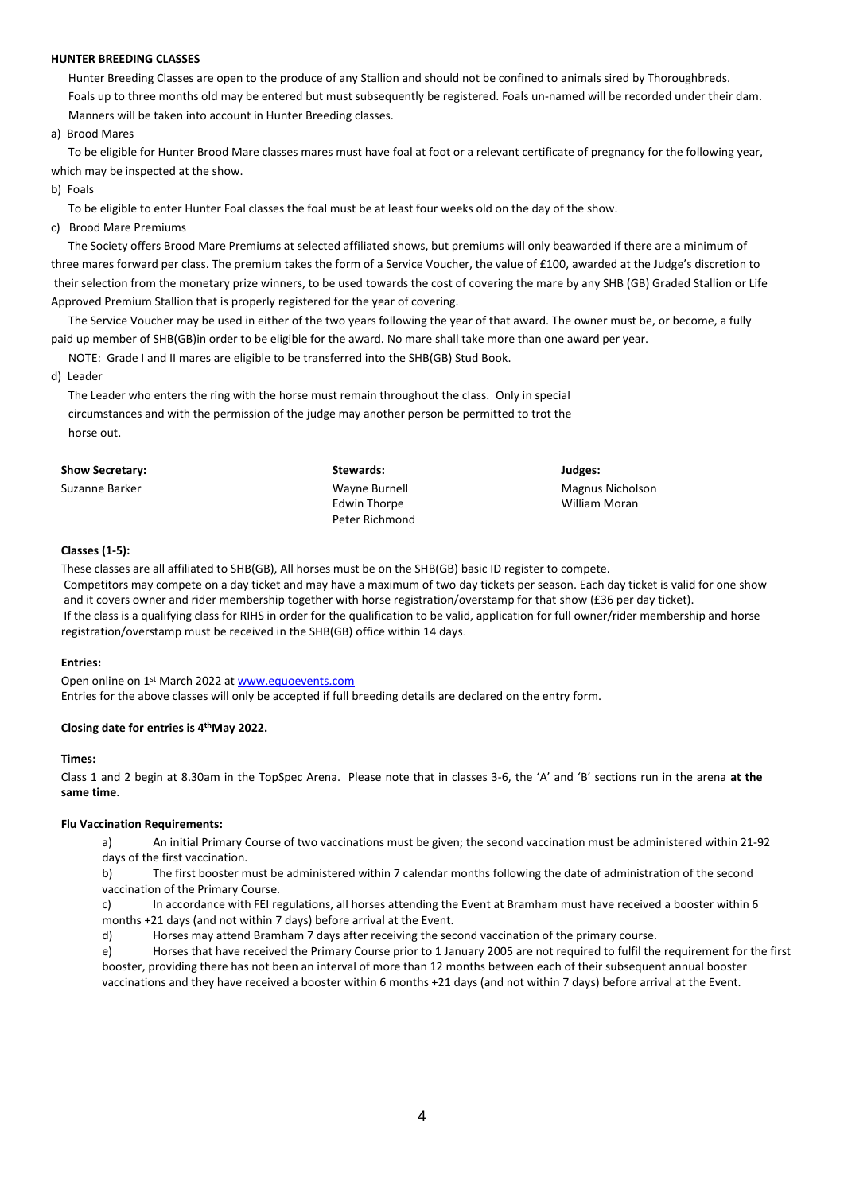**HUNTER BREEDING CLASSES**

Hunter Breeding Classes are open to the produce of any Stallion and should not be confined to animals sired by Thoroughbreds. Foals up to three months old may be entered but must subsequently be registered. Foals un-named will be recorded under their dam. Manners will be taken into account in Hunter Breeding classes.

a) Brood Mares

To be eligible for Hunter Brood Mare classes mares must have foal at foot or a relevant certificate of pregnancy for the following year, which may be inspected at the show.

b) Foals

To be eligible to enter Hunter Foal classes the foal must be at least four weeks old on the day of the show.

c) Brood Mare Premiums

The Society offers Brood Mare Premiums at selected affiliated shows, but premiums will only beawarded if there are a minimum of three mares forward per class. The premium takes the form of a Service Voucher, the value of £100, awarded at the Judge's discretion to their selection from the monetary prize winners, to be used towards the cost of covering the mare by any SHB (GB) Graded Stallion or Life Approved Premium Stallion that is properly registered for the year of covering.

The Service Voucher may be used in either of the two years following the year of that award. The owner must be, or become, a fully paid up member of SHB(GB)in order to be eligible for the award. No mare shall take more than one award per year.

NOTE: Grade I and II mares are eligible to be transferred into the SHB(GB) Stud Book.

d) Leader

The Leader who enters the ring with the horse must remain throughout the class. Only in special circumstances and with the permission of the judge may another person be permitted to trot the horse out.

| **Show Secretary:** | **Stewards:** | **Judges:** |
|---|---|---|
| Suzanne Barker | Wayne Burnell | Magnus Nicholson |
| | Edwin Thorpe | William Moran |
| | Peter Richmond | |

**Classes (1-5):**

These classes are all affiliated to SHB(GB), All horses must be on the SHB(GB) basic ID register to compete.
Competitors may compete on a day ticket and may have a maximum of two day tickets per season. Each day ticket is valid for one show and it covers owner and rider membership together with horse registration/overstamp for that show (£36 per day ticket).
If the class is a qualifying class for RIHS in order for the qualification to be valid, application for full owner/rider membership and horse registration/overstamp must be received in the SHB(GB) office within 14 days.

**Entries:**

Open online on 1st March 2022 at www.equoevents.com
Entries for the above classes will only be accepted if full breeding details are declared on the entry form.

**Closing date for entries is 4th May 2022.**

**Times:**

Class 1 and 2 begin at 8.30am in the TopSpec Arena. Please note that in classes 3-6, the 'A' and 'B' sections run in the arena **at the same time**.

**Flu Vaccination Requirements:**

a) An initial Primary Course of two vaccinations must be given; the second vaccination must be administered within 21-92 days of the first vaccination.

b) The first booster must be administered within 7 calendar months following the date of administration of the second vaccination of the Primary Course.

c) In accordance with FEI regulations, all horses attending the Event at Bramham must have received a booster within 6 months +21 days (and not within 7 days) before arrival at the Event.

d) Horses may attend Bramham 7 days after receiving the second vaccination of the primary course.

e) Horses that have received the Primary Course prior to 1 January 2005 are not required to fulfil the requirement for the first booster, providing there has not been an interval of more than 12 months between each of their subsequent annual booster vaccinations and they have received a booster within 6 months +21 days (and not within 7 days) before arrival at the Event.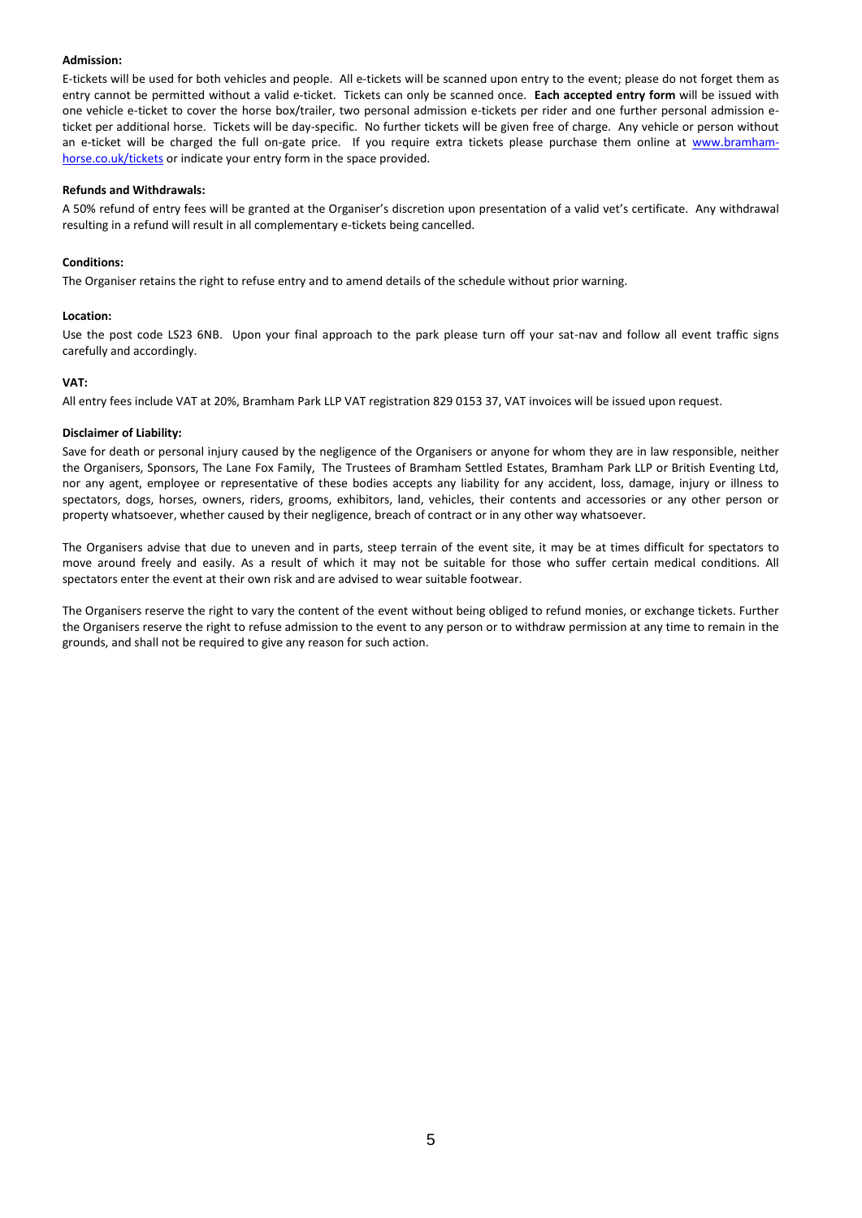**Admission:**

E-tickets will be used for both vehicles and people. All e-tickets will be scanned upon entry to the event; please do not forget them as entry cannot be permitted without a valid e-ticket. Tickets can only be scanned once. **Each accepted entry form** will be issued with one vehicle e-ticket to cover the horse box/trailer, two personal admission e-tickets per rider and one further personal admission e-ticket per additional horse. Tickets will be day-specific. No further tickets will be given free of charge. Any vehicle or person without an e-ticket will be charged the full on-gate price. If you require extra tickets please purchase them online at [www.bramham-horse.co.uk/tickets](http://www.bramham-horse.co.uk/tickets) or indicate your entry form in the space provided.

**Refunds and Withdrawals:**

A 50% refund of entry fees will be granted at the Organiser's discretion upon presentation of a valid vet's certificate. Any withdrawal resulting in a refund will result in all complementary e-tickets being cancelled.

**Conditions:**

The Organiser retains the right to refuse entry and to amend details of the schedule without prior warning.

**Location:**

Use the post code LS23 6NB. Upon your final approach to the park please turn off your sat-nav and follow all event traffic signs carefully and accordingly.

**VAT:**

All entry fees include VAT at 20%, Bramham Park LLP VAT registration 829 0153 37, VAT invoices will be issued upon request.

**Disclaimer of Liability:**

Save for death or personal injury caused by the negligence of the Organisers or anyone for whom they are in law responsible, neither the Organisers, Sponsors, The Lane Fox Family, The Trustees of Bramham Settled Estates, Bramham Park LLP or British Eventing Ltd, nor any agent, employee or representative of these bodies accepts any liability for any accident, loss, damage, injury or illness to spectators, dogs, horses, owners, riders, grooms, exhibitors, land, vehicles, their contents and accessories or any other person or property whatsoever, whether caused by their negligence, breach of contract or in any other way whatsoever.

The Organisers advise that due to uneven and in parts, steep terrain of the event site, it may be at times difficult for spectators to move around freely and easily. As a result of which it may not be suitable for those who suffer certain medical conditions. All spectators enter the event at their own risk and are advised to wear suitable footwear.

The Organisers reserve the right to vary the content of the event without being obliged to refund monies, or exchange tickets. Further the Organisers reserve the right to refuse admission to the event to any person or to withdraw permission at any time to remain in the grounds, and shall not be required to give any reason for such action.